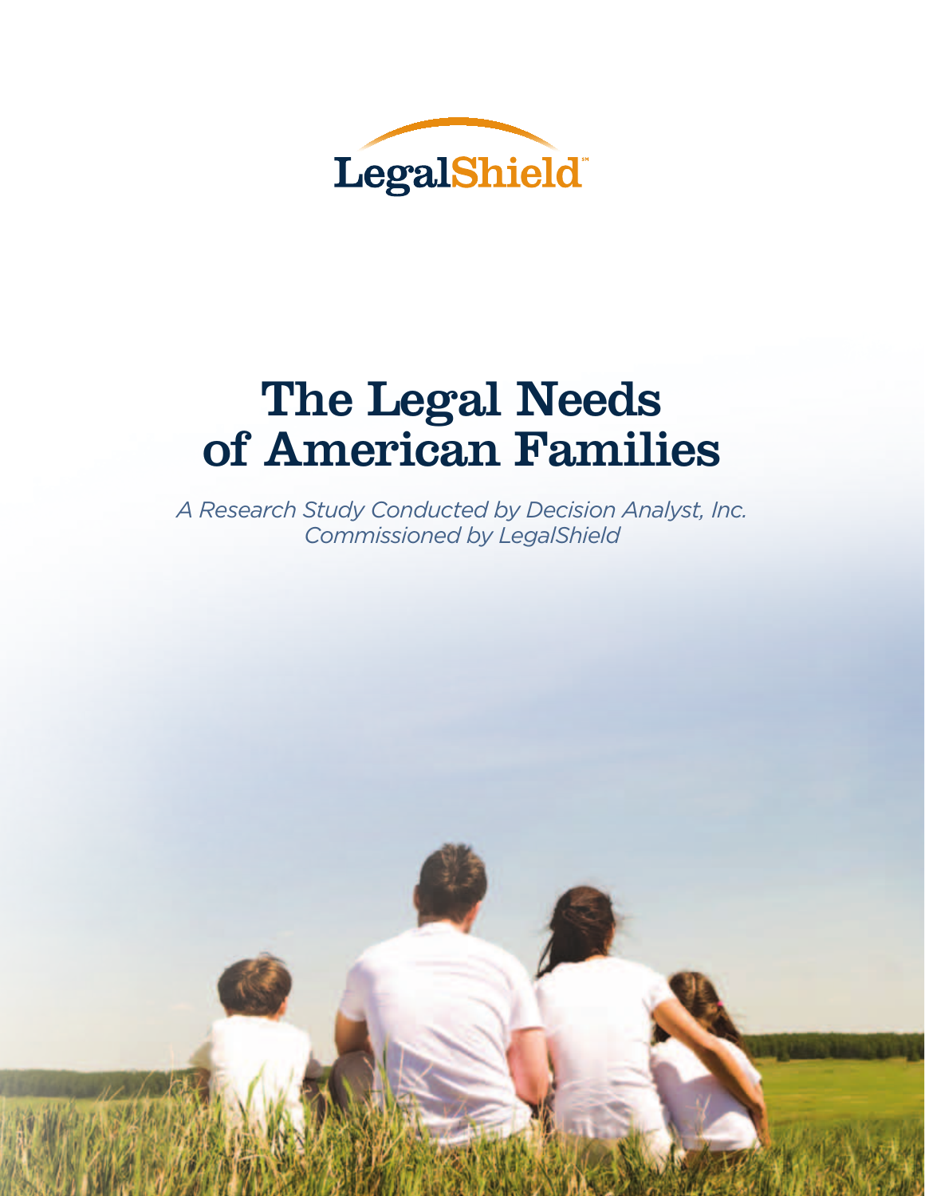LegalShield

# The Legal Needs of American Families

*A Research Study Conducted by Decision Analyst, Inc.*
*Commissioned by LegalShield*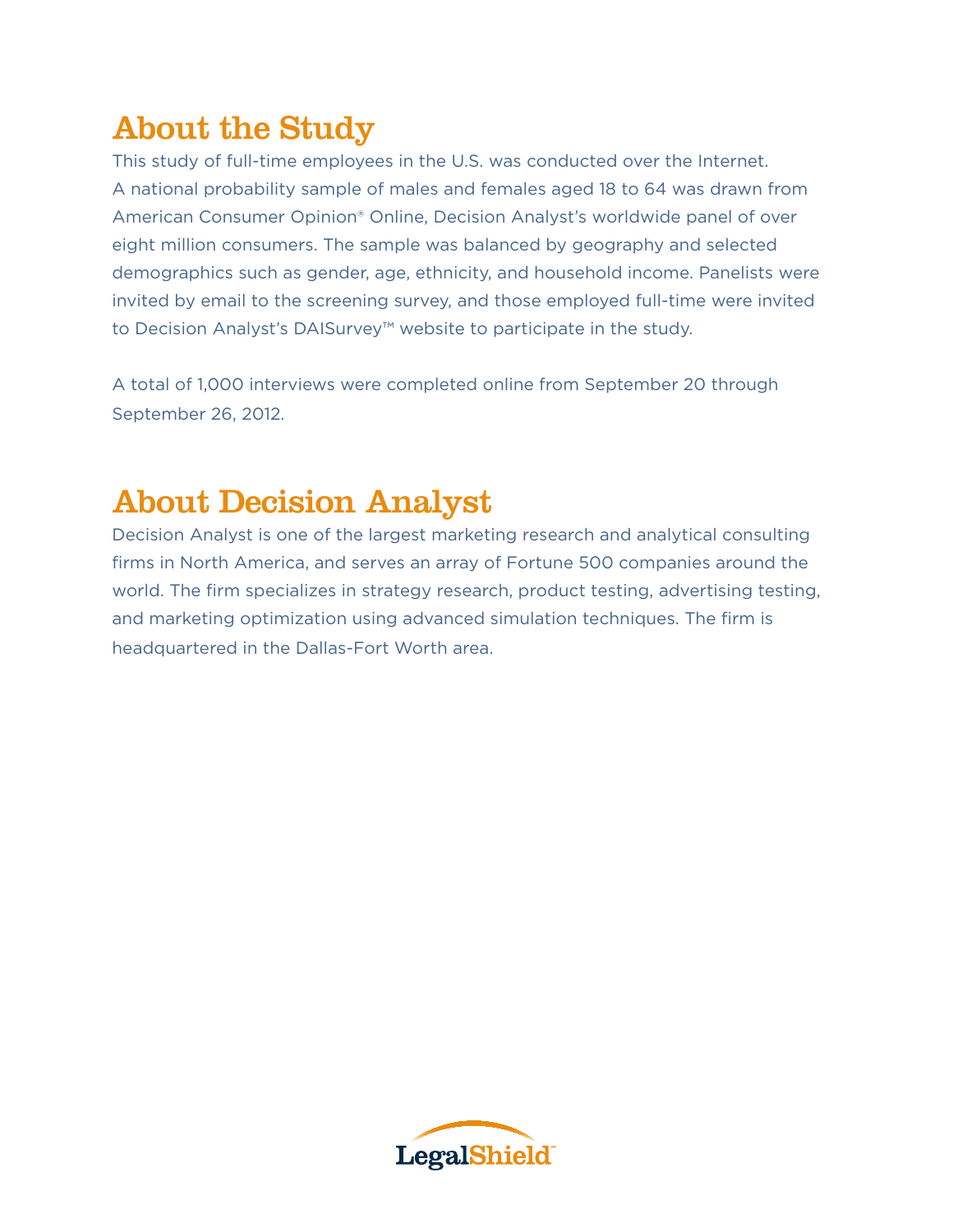## About the Study

This study of full-time employees in the U.S. was conducted over the Internet. A national probability sample of males and females aged 18 to 64 was drawn from American Consumer Opinion® Online, Decision Analyst's worldwide panel of over eight million consumers. The sample was balanced by geography and selected demographics such as gender, age, ethnicity, and household income. Panelists were invited by email to the screening survey, and those employed full-time were invited to Decision Analyst's DAISurvey™ website to participate in the study.

A total of 1,000 interviews were completed online from September 20 through September 26, 2012.

## About Decision Analyst

Decision Analyst is one of the largest marketing research and analytical consulting firms in North America, and serves an array of Fortune 500 companies around the world. The firm specializes in strategy research, product testing, advertising testing, and marketing optimization using advanced simulation techniques. The firm is headquartered in the Dallas-Fort Worth area.

LegalShield™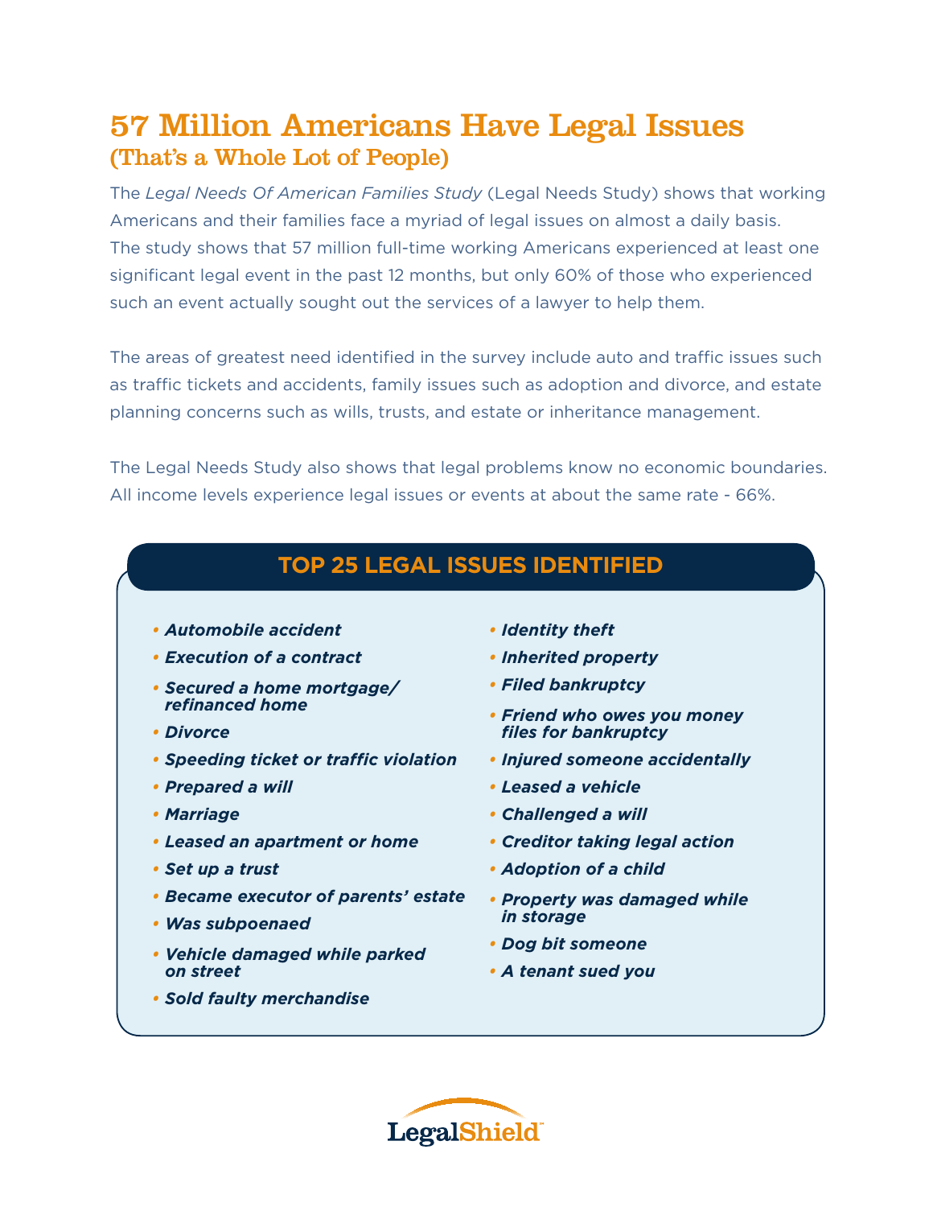# 57 Million Americans Have Legal Issues

## (That's a Whole Lot of People)

The *Legal Needs Of American Families Study* (Legal Needs Study) shows that working Americans and their families face a myriad of legal issues on almost a daily basis. The study shows that 57 million full-time working Americans experienced at least one significant legal event in the past 12 months, but only 60% of those who experienced such an event actually sought out the services of a lawyer to help them.

The areas of greatest need identified in the survey include auto and traffic issues such as traffic tickets and accidents, family issues such as adoption and divorce, and estate planning concerns such as wills, trusts, and estate or inheritance management.

The Legal Needs Study also shows that legal problems know no economic boundaries. All income levels experience legal issues or events at about the same rate - 66%.

### TOP 25 LEGAL ISSUES IDENTIFIED

- ***Automobile accident***
- ***Execution of a contract***
- ***Secured a home mortgage/ refinanced home***
- ***Divorce***
- ***Speeding ticket or traffic violation***
- ***Prepared a will***
- ***Marriage***
- ***Leased an apartment or home***
- ***Set up a trust***
- ***Became executor of parents' estate***
- ***Was subpoenaed***
- ***Vehicle damaged while parked on street***
- ***Sold faulty merchandise***
- ***Identity theft***
- ***Inherited property***
- ***Filed bankruptcy***
- ***Friend who owes you money files for bankruptcy***
- ***Injured someone accidentally***
- ***Leased a vehicle***
- ***Challenged a will***
- ***Creditor taking legal action***
- ***Adoption of a child***
- ***Property was damaged while in storage***
- ***Dog bit someone***
- ***A tenant sued you***

LegalShield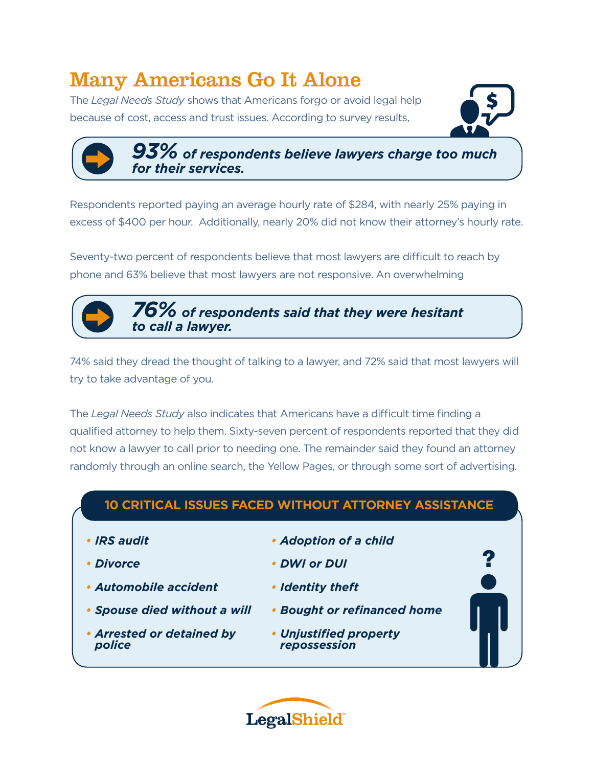# Many Americans Go It Alone

The *Legal Needs Study* shows that Americans forgo or avoid legal help because of cost, access and trust issues. According to survey results,

> ***93%** of respondents believe lawyers charge too much for their services.*

Respondents reported paying an average hourly rate of $284, with nearly 25% paying in excess of $400 per hour. Additionally, nearly 20% did not know their attorney's hourly rate.

Seventy-two percent of respondents believe that most lawyers are difficult to reach by phone and 63% believe that most lawyers are not responsive. An overwhelming

> ***76%** of respondents said that they were hesitant to call a lawyer.*

74% said they dread the thought of talking to a lawyer, and 72% said that most lawyers will try to take advantage of you.

The *Legal Needs Study* also indicates that Americans have a difficult time finding a qualified attorney to help them. Sixty-seven percent of respondents reported that they did not know a lawyer to call prior to needing one. The remainder said they found an attorney randomly through an online search, the Yellow Pages, or through some sort of advertising.

## 10 CRITICAL ISSUES FACED WITHOUT ATTORNEY ASSISTANCE

- ***IRS audit***
- ***Divorce***
- ***Automobile accident***
- ***Spouse died without a will***
- ***Arrested or detained by police***
- ***Adoption of a child***
- ***DWI or DUI***
- ***Identity theft***
- ***Bought or refinanced home***
- ***Unjustified property repossession***

LegalShield™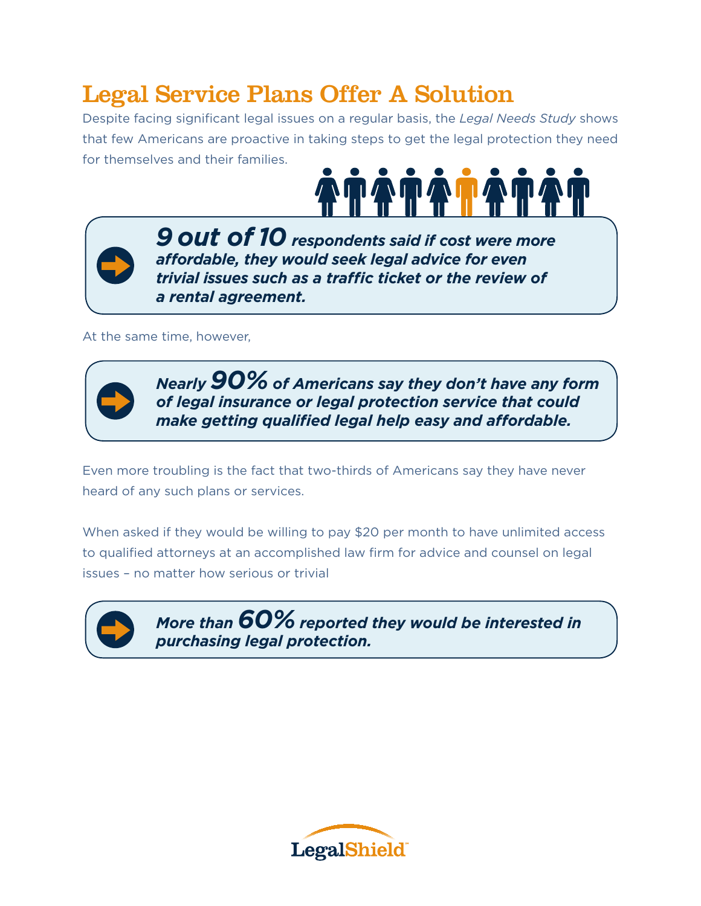# Legal Service Plans Offer A Solution

Despite facing significant legal issues on a regular basis, the *Legal Needs Study* shows that few Americans are proactive in taking steps to get the legal protection they need for themselves and their families.

***9 out of 10** respondents said if cost were more affordable, they would seek legal advice for even trivial issues such as a traffic ticket or the review of a rental agreement.*

At the same time, however,

***Nearly 90% of Americans say they don't have any form of legal insurance or legal protection service that could make getting qualified legal help easy and affordable.***

Even more troubling is the fact that two-thirds of Americans say they have never heard of any such plans or services.

When asked if they would be willing to pay $20 per month to have unlimited access to qualified attorneys at an accomplished law firm for advice and counsel on legal issues – no matter how serious or trivial

***More than 60% reported they would be interested in purchasing legal protection.***

LegalShield™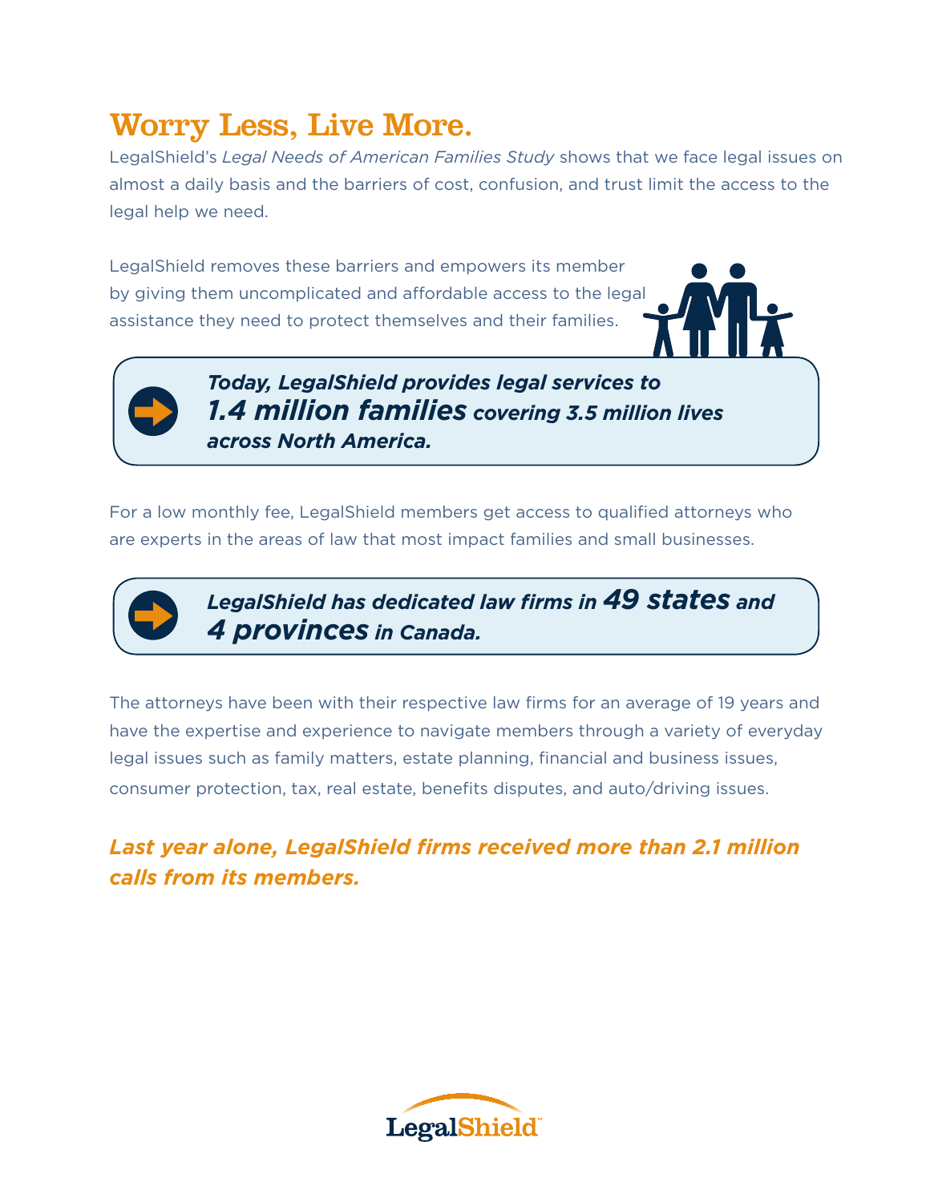# Worry Less, Live More.

LegalShield's *Legal Needs of American Families Study* shows that we face legal issues on almost a daily basis and the barriers of cost, confusion, and trust limit the access to the legal help we need.

LegalShield removes these barriers and empowers its member by giving them uncomplicated and affordable access to the legal assistance they need to protect themselves and their families.

***Today, LegalShield provides legal services to 1.4 million families covering 3.5 million lives across North America.***

For a low monthly fee, LegalShield members get access to qualified attorneys who are experts in the areas of law that most impact families and small businesses.

***LegalShield has dedicated law firms in 49 states and 4 provinces in Canada.***

The attorneys have been with their respective law firms for an average of 19 years and have the expertise and experience to navigate members through a variety of everyday legal issues such as family matters, estate planning, financial and business issues, consumer protection, tax, real estate, benefits disputes, and auto/driving issues.

***Last year alone, LegalShield firms received more than 2.1 million calls from its members.***

LegalShield™